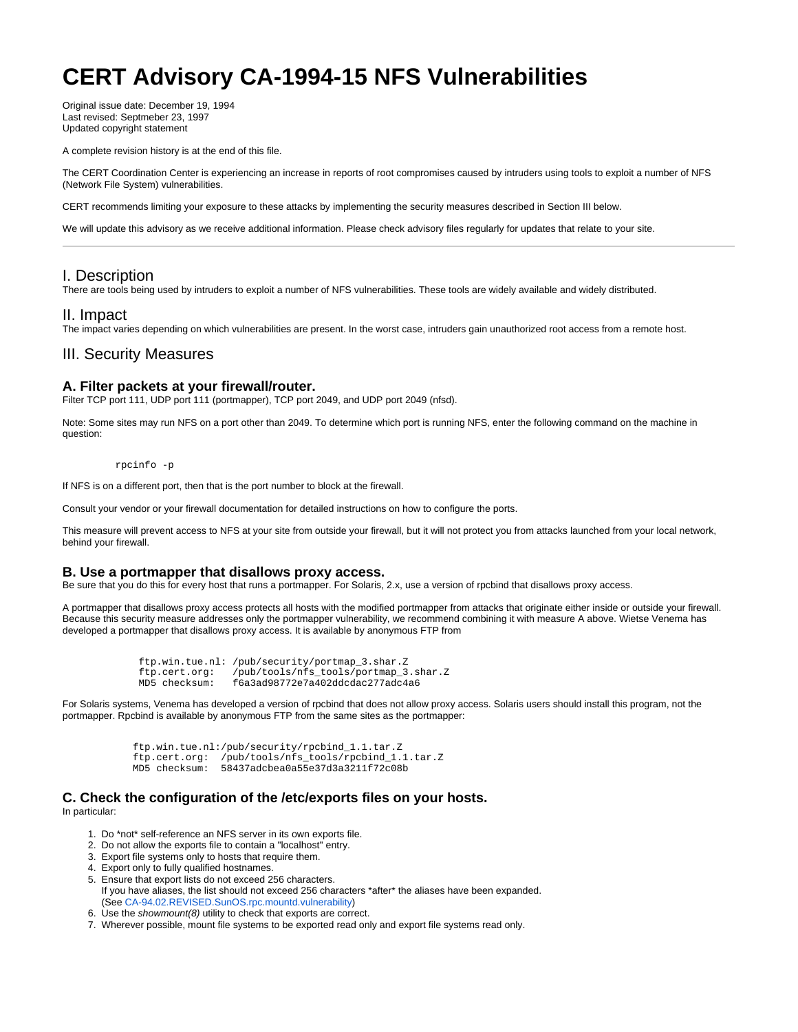# CERT Advisory CA-1994-15 NFS Vulnerabilities

Original issue date: December 19, 1994
Last revised: Septmeber 23, 1997
Updated copyright statement

A complete revision history is at the end of this file.

The CERT Coordination Center is experiencing an increase in reports of root compromises caused by intruders using tools to exploit a number of NFS (Network File System) vulnerabilities.

CERT recommends limiting your exposure to these attacks by implementing the security measures described in Section III below.

We will update this advisory as we receive additional information. Please check advisory files regularly for updates that relate to your site.

---

## I. Description

There are tools being used by intruders to exploit a number of NFS vulnerabilities. These tools are widely available and widely distributed.

## II. Impact

The impact varies depending on which vulnerabilities are present. In the worst case, intruders gain unauthorized root access from a remote host.

## III. Security Measures

### A. Filter packets at your firewall/router.

Filter TCP port 111, UDP port 111 (portmapper), TCP port 2049, and UDP port 2049 (nfsd).

Note: Some sites may run NFS on a port other than 2049. To determine which port is running NFS, enter the following command on the machine in question:

```
rpcinfo -p
```

If NFS is on a different port, then that is the port number to block at the firewall.

Consult your vendor or your firewall documentation for detailed instructions on how to configure the ports.

This measure will prevent access to NFS at your site from outside your firewall, but it will not protect you from attacks launched from your local network, behind your firewall.

### B. Use a portmapper that disallows proxy access.

Be sure that you do this for every host that runs a portmapper. For Solaris, 2.x, use a version of rpcbind that disallows proxy access.

A portmapper that disallows proxy access protects all hosts with the modified portmapper from attacks that originate either inside or outside your firewall. Because this security measure addresses only the portmapper vulnerability, we recommend combining it with measure A above. Wietse Venema has developed a portmapper that disallows proxy access. It is available by anonymous FTP from

```
ftp.win.tue.nl: /pub/security/portmap_3.shar.Z
ftp.cert.org:   /pub/tools/nfs_tools/portmap_3.shar.Z
MD5 checksum:   f6a3ad98772e7a402ddcdac277adc4a6
```

For Solaris systems, Venema has developed a version of rpcbind that does not allow proxy access. Solaris users should install this program, not the portmapper. Rpcbind is available by anonymous FTP from the same sites as the portmapper:

```
ftp.win.tue.nl:/pub/security/rpcbind_1.1.tar.Z
ftp.cert.org:  /pub/tools/nfs_tools/rpcbind_1.1.tar.Z
MD5 checksum:  58437adcbea0a55e37d3a3211f72c08b
```

### C. Check the configuration of the /etc/exports files on your hosts.

In particular:

1. Do *not* self-reference an NFS server in its own exports file.
2. Do not allow the exports file to contain a "localhost" entry.
3. Export file systems only to hosts that require them.
4. Export only to fully qualified hostnames.
5. Ensure that export lists do not exceed 256 characters.
   If you have aliases, the list should not exceed 256 characters *after* the aliases have been expanded.
   (See CA-94.02.REVISED.SunOS.rpc.mountd.vulnerability)
6. Use the *showmount(8)* utility to check that exports are correct.
7. Wherever possible, mount file systems to be exported read only and export file systems read only.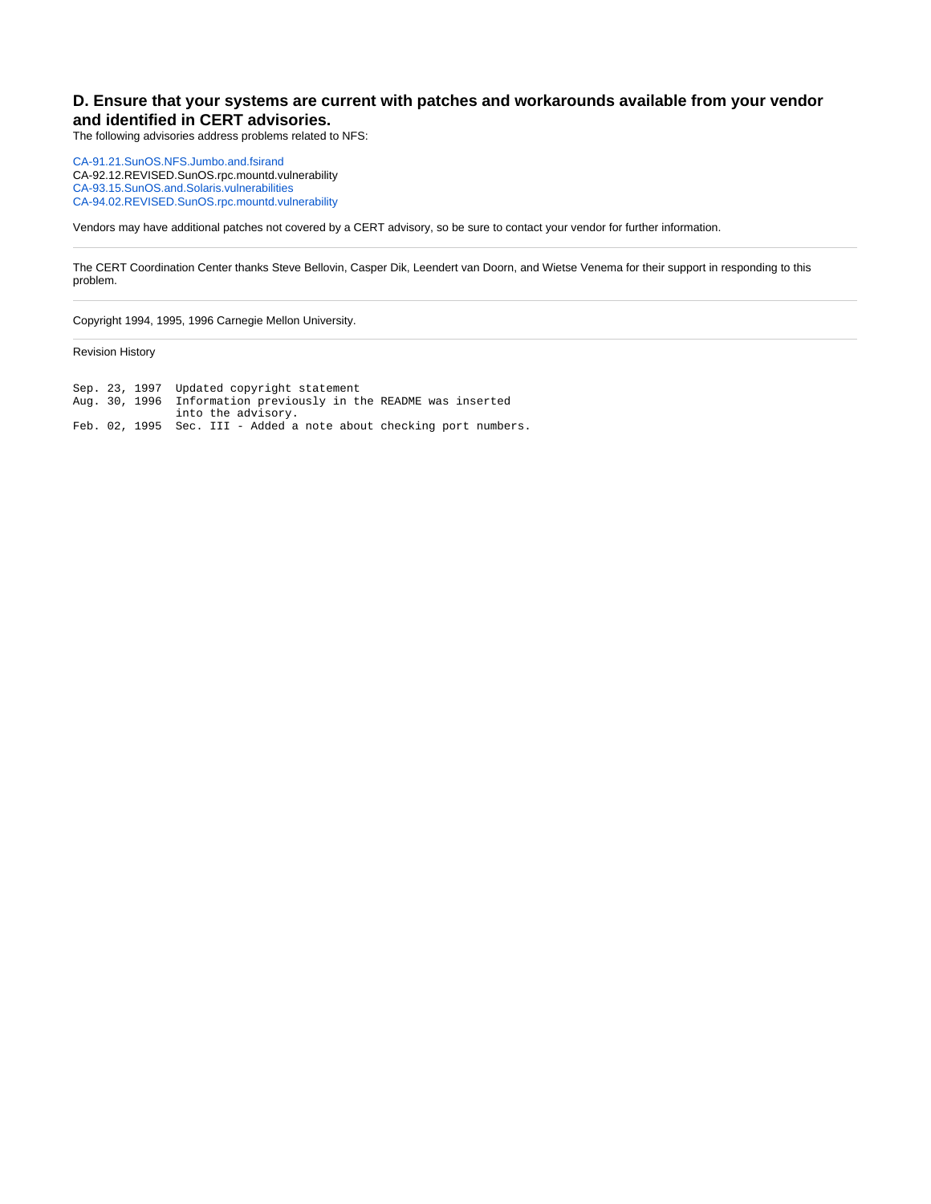### D. Ensure that your systems are current with patches and workarounds available from your vendor and identified in CERT advisories.

The following advisories address problems related to NFS:

CA-91.21.SunOS.NFS.Jumbo.and.fsirand
CA-92.12.REVISED.SunOS.rpc.mountd.vulnerability
CA-93.15.SunOS.and.Solaris.vulnerabilities
CA-94.02.REVISED.SunOS.rpc.mountd.vulnerability

Vendors may have additional patches not covered by a CERT advisory, so be sure to contact your vendor for further information.

---

The CERT Coordination Center thanks Steve Bellovin, Casper Dik, Leendert van Doorn, and Wietse Venema for their support in responding to this problem.

---

Copyright 1994, 1995, 1996 Carnegie Mellon University.

---

Revision History

```
Sep. 23, 1997  Updated copyright statement
Aug. 30, 1996  Information previously in the README was inserted
               into the advisory.
Feb. 02, 1995  Sec. III - Added a note about checking port numbers.
```